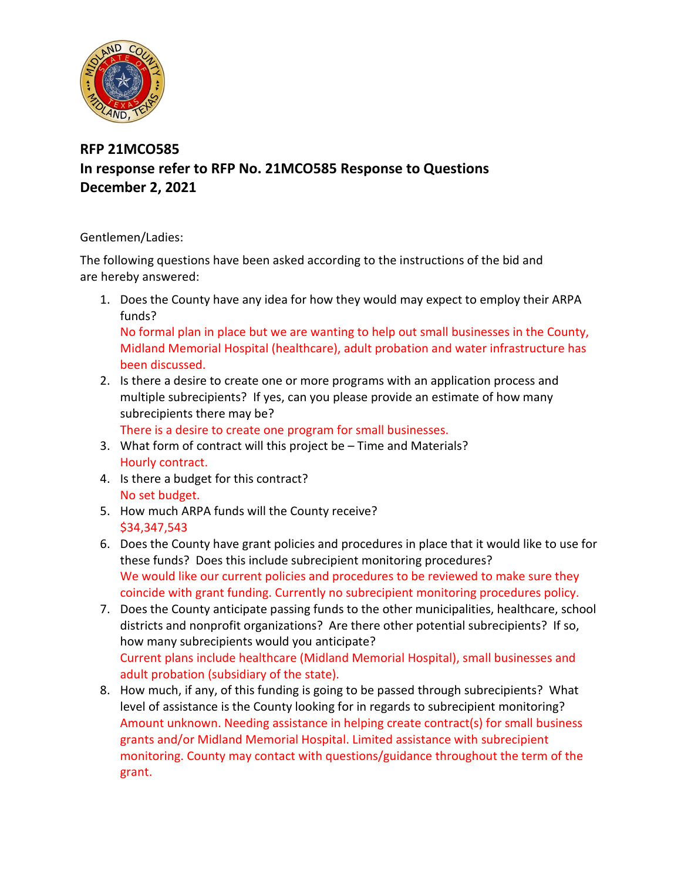## RFP 21MCO585

## In response refer to RFP No. 21MCO585 Response to Questions

## December 2, 2021

Gentlemen/Ladies:

The following questions have been asked according to the instructions of the bid and are hereby answered:

1. Does the County have any idea for how they would may expect to employ their ARPA funds?
   No formal plan in place but we are wanting to help out small businesses in the County, Midland Memorial Hospital (healthcare), adult probation and water infrastructure has been discussed.
2. Is there a desire to create one or more programs with an application process and multiple subrecipients? If yes, can you please provide an estimate of how many subrecipients there may be?
   There is a desire to create one program for small businesses.
3. What form of contract will this project be – Time and Materials?
   Hourly contract.
4. Is there a budget for this contract?
   No set budget.
5. How much ARPA funds will the County receive?
   $34,347,543
6. Does the County have grant policies and procedures in place that it would like to use for these funds? Does this include subrecipient monitoring procedures?
   We would like our current policies and procedures to be reviewed to make sure they coincide with grant funding. Currently no subrecipient monitoring procedures policy.
7. Does the County anticipate passing funds to the other municipalities, healthcare, school districts and nonprofit organizations? Are there other potential subrecipients? If so, how many subrecipients would you anticipate?
   Current plans include healthcare (Midland Memorial Hospital), small businesses and adult probation (subsidiary of the state).
8. How much, if any, of this funding is going to be passed through subrecipients? What level of assistance is the County looking for in regards to subrecipient monitoring?
   Amount unknown. Needing assistance in helping create contract(s) for small business grants and/or Midland Memorial Hospital. Limited assistance with subrecipient monitoring. County may contact with questions/guidance throughout the term of the grant.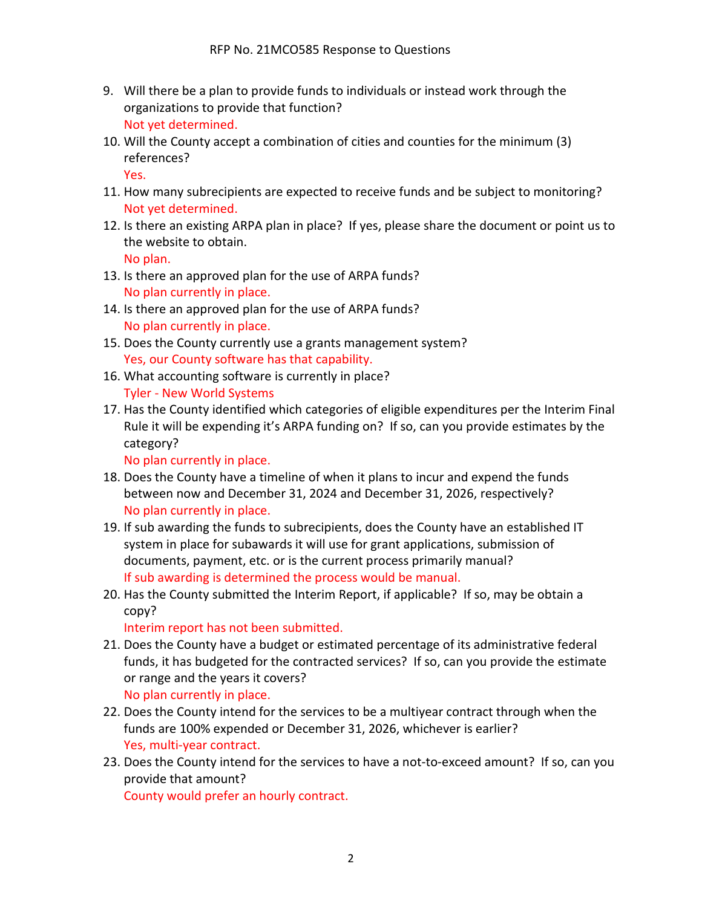9. Will there be a plan to provide funds to individuals or instead work through the organizations to provide that function?
   Not yet determined.
10. Will the County accept a combination of cities and counties for the minimum (3) references?
    Yes.
11. How many subrecipients are expected to receive funds and be subject to monitoring?
    Not yet determined.
12. Is there an existing ARPA plan in place? If yes, please share the document or point us to the website to obtain.
    No plan.
13. Is there an approved plan for the use of ARPA funds?
    No plan currently in place.
14. Is there an approved plan for the use of ARPA funds?
    No plan currently in place.
15. Does the County currently use a grants management system?
    Yes, our County software has that capability.
16. What accounting software is currently in place?
    Tyler - New World Systems
17. Has the County identified which categories of eligible expenditures per the Interim Final Rule it will be expending it's ARPA funding on? If so, can you provide estimates by the category?
    No plan currently in place.
18. Does the County have a timeline of when it plans to incur and expend the funds between now and December 31, 2024 and December 31, 2026, respectively?
    No plan currently in place.
19. If sub awarding the funds to subrecipients, does the County have an established IT system in place for subawards it will use for grant applications, submission of documents, payment, etc. or is the current process primarily manual?
    If sub awarding is determined the process would be manual.
20. Has the County submitted the Interim Report, if applicable? If so, may be obtain a copy?
    Interim report has not been submitted.
21. Does the County have a budget or estimated percentage of its administrative federal funds, it has budgeted for the contracted services? If so, can you provide the estimate or range and the years it covers?
    No plan currently in place.
22. Does the County intend for the services to be a multiyear contract through when the funds are 100% expended or December 31, 2026, whichever is earlier?
    Yes, multi-year contract.
23. Does the County intend for the services to have a not-to-exceed amount? If so, can you provide that amount?
    County would prefer an hourly contract.